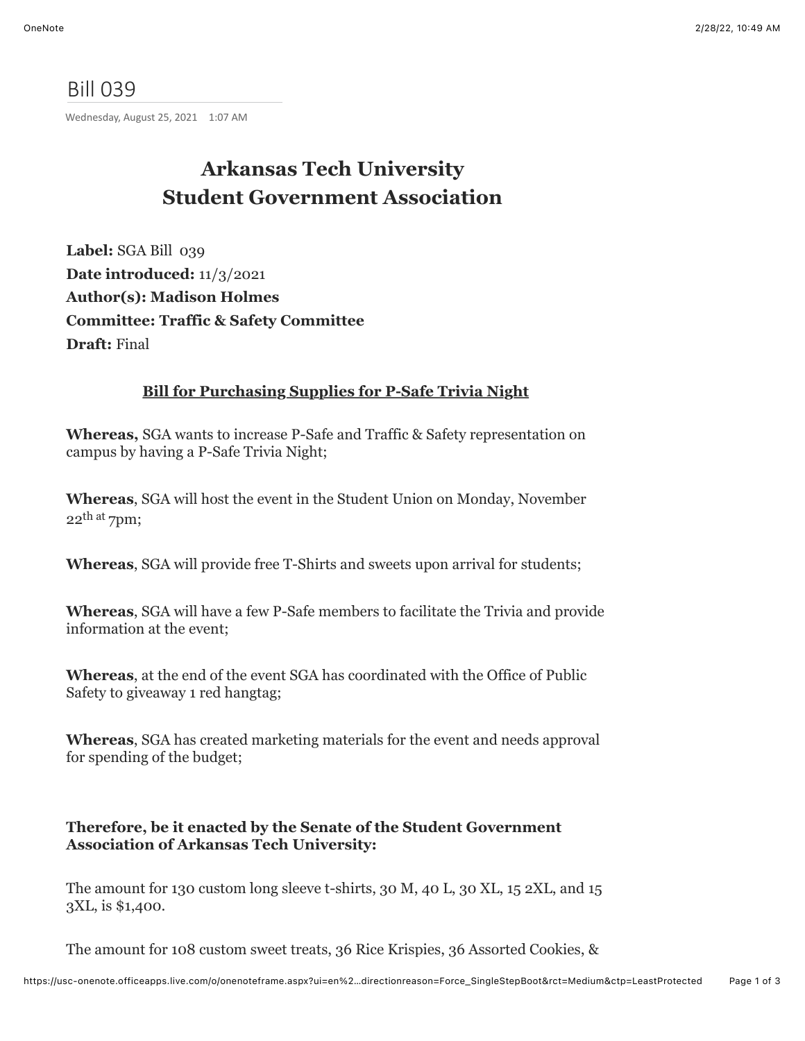# Bill 039

Wednesday, August 25, 2021 1:07 AM

## Arkansas Tech University
## Student Government Association

**Label:** SGA Bill 039
**Date introduced:** 11/3/2021
**Author(s): Madison Holmes**
**Committee: Traffic & Safety Committee**
**Draft:** Final

**Bill for Purchasing Supplies for P-Safe Trivia Night**

**Whereas,** SGA wants to increase P-Safe and Traffic & Safety representation on campus by having a P-Safe Trivia Night;

**Whereas**, SGA will host the event in the Student Union on Monday, November 22th at 7pm;

**Whereas**, SGA will provide free T-Shirts and sweets upon arrival for students;

**Whereas**, SGA will have a few P-Safe members to facilitate the Trivia and provide information at the event;

**Whereas**, at the end of the event SGA has coordinated with the Office of Public Safety to giveaway 1 red hangtag;

**Whereas**, SGA has created marketing materials for the event and needs approval for spending of the budget;

**Therefore, be it enacted by the Senate of the Student Government Association of Arkansas Tech University:**

The amount for 130 custom long sleeve t-shirts, 30 M, 40 L, 30 XL, 15 2XL, and 15 3XL, is $1,400.

The amount for 108 custom sweet treats, 36 Rice Krispies, 36 Assorted Cookies, &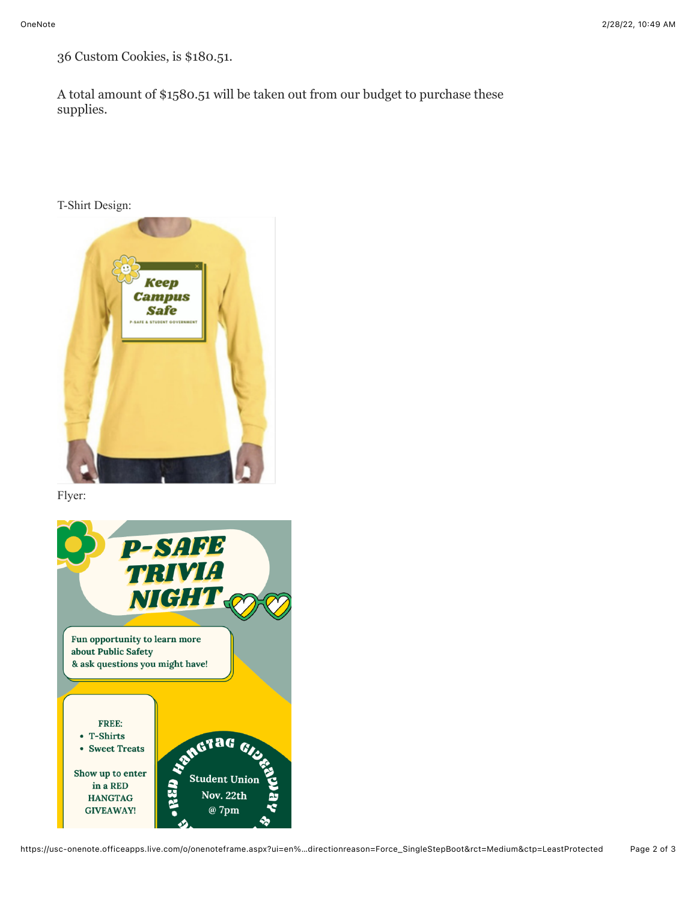36 Custom Cookies, is $180.51.

A total amount of $1580.51 will be taken out from our budget to purchase these supplies.

T-Shirt Design:

Flyer: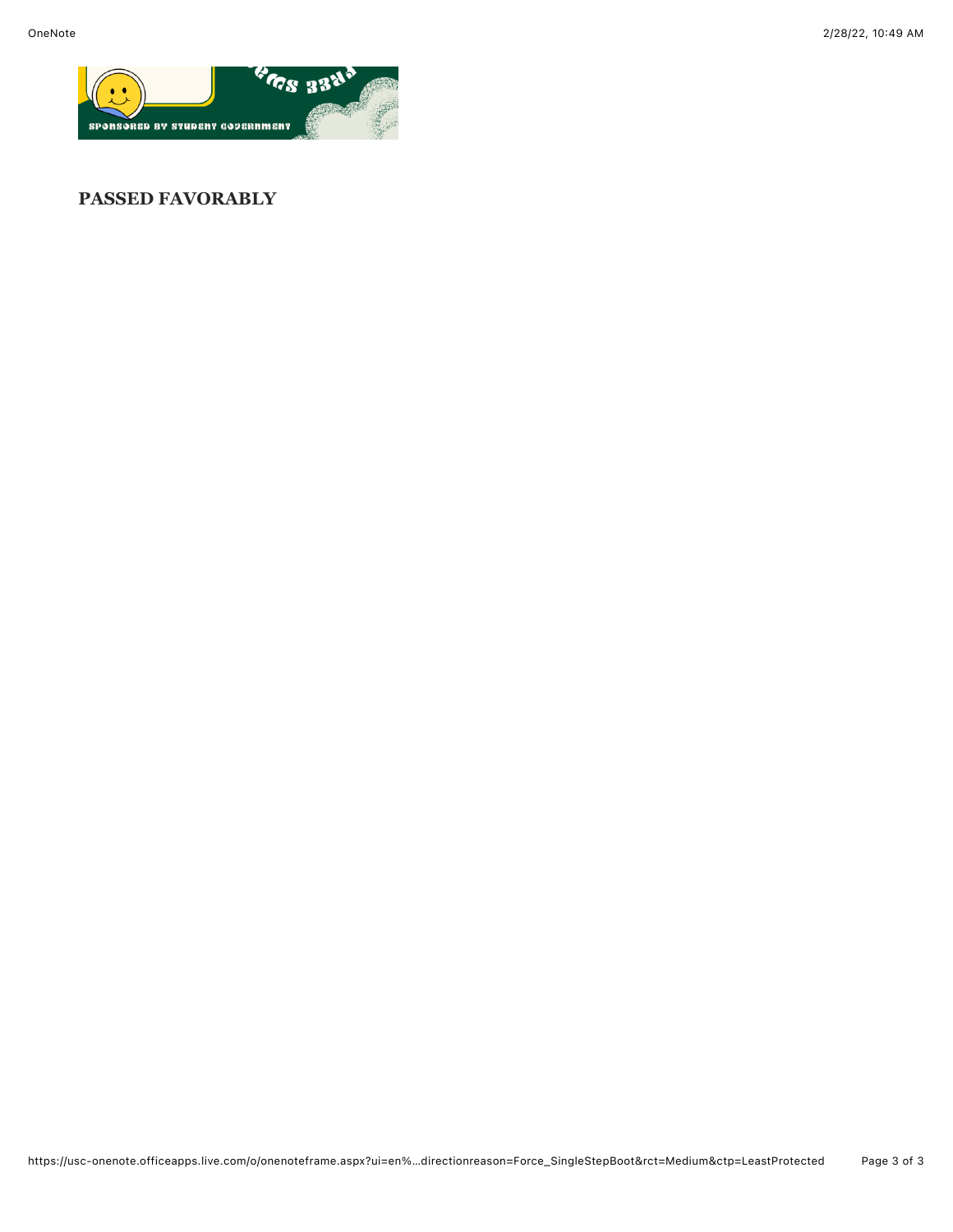**PASSED FAVORABLY**